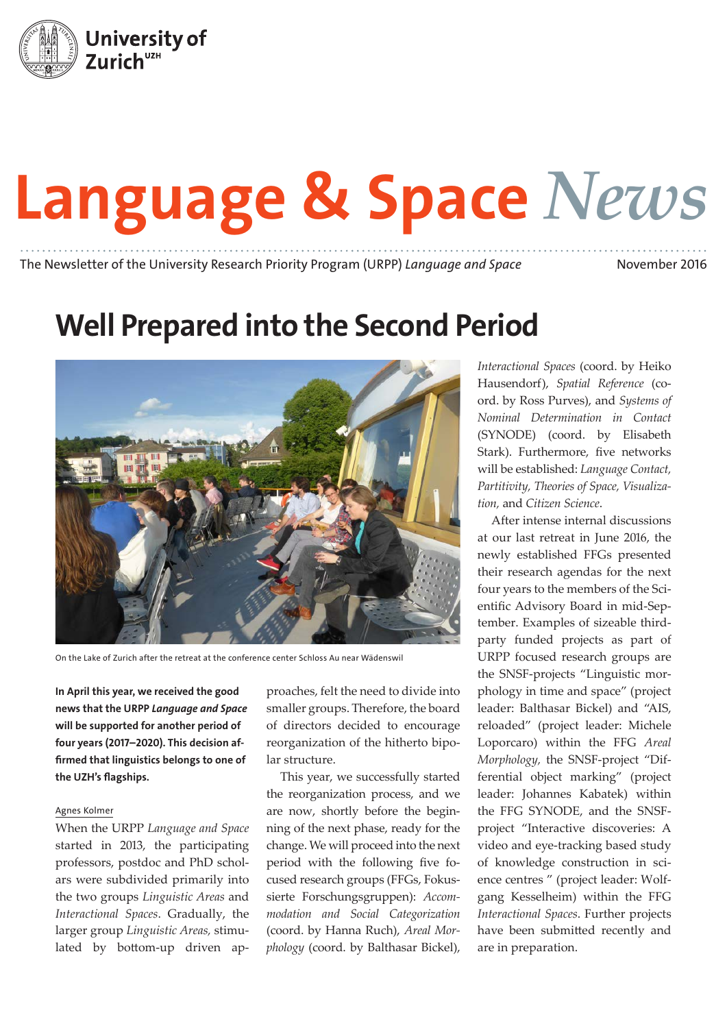University of Zurich[UZH]

# Language & Space *News*

The Newsletter of the University Research Priority Program (URPP) *Language and Space* November 2016

## Well Prepared into the Second Period

On the Lake of Zurich after the retreat at the conference center Schloss Au near Wädenswil

**In April this year, we received the good news that the URPP *Language and Space* will be supported for another period of four years (2017–2020). This decision affirmed that linguistics belongs to one of the UZH's flagships.**

Agnes Kolmer

When the URPP *Language and Space* started in 2013, the participating professors, postdoc and PhD scholars were subdivided primarily into the two groups *Linguistic Areas* and *Interactional Spaces*. Gradually, the larger group *Linguistic Areas*, stimulated by bottom-up driven approaches, felt the need to divide into smaller groups. Therefore, the board of directors decided to encourage reorganization of the hitherto bipolar structure.

This year, we successfully started the reorganization process, and we are now, shortly before the beginning of the next phase, ready for the change. We will proceed into the next period with the following five focused research groups (FFGs, Fokussierte Forschungsgruppen): *Accommodation and Social Categorization* (coord. by Hanna Ruch), *Areal Morphology* (coord. by Balthasar Bickel), *Interactional Spaces* (coord. by Heiko Hausendorf), *Spatial Reference* (coord. by Ross Purves), and *Systems of Nominal Determination in Contact* (SYNODE) (coord. by Elisabeth Stark). Furthermore, five networks will be established: *Language Contact, Partitivity, Theories of Space, Visualization,* and *Citizen Science*.

After intense internal discussions at our last retreat in June 2016, the newly established FFGs presented their research agendas for the next four years to the members of the Scientific Advisory Board in mid-September. Examples of sizeable third-party funded projects as part of URPP focused research groups are the SNSF-projects "Linguistic morphology in time and space" (project leader: Balthasar Bickel) and "AIS, reloaded" (project leader: Michele Loporcaro) within the FFG *Areal Morphology*, the SNSF-project "Differential object marking" (project leader: Johannes Kabatek) within the FFG SYNODE, and the SNSF-project "Interactive discoveries: A video and eye-tracking based study of knowledge construction in science centres " (project leader: Wolfgang Kesselheim) within the FFG *Interactional Spaces*. Further projects have been submitted recently and are in preparation.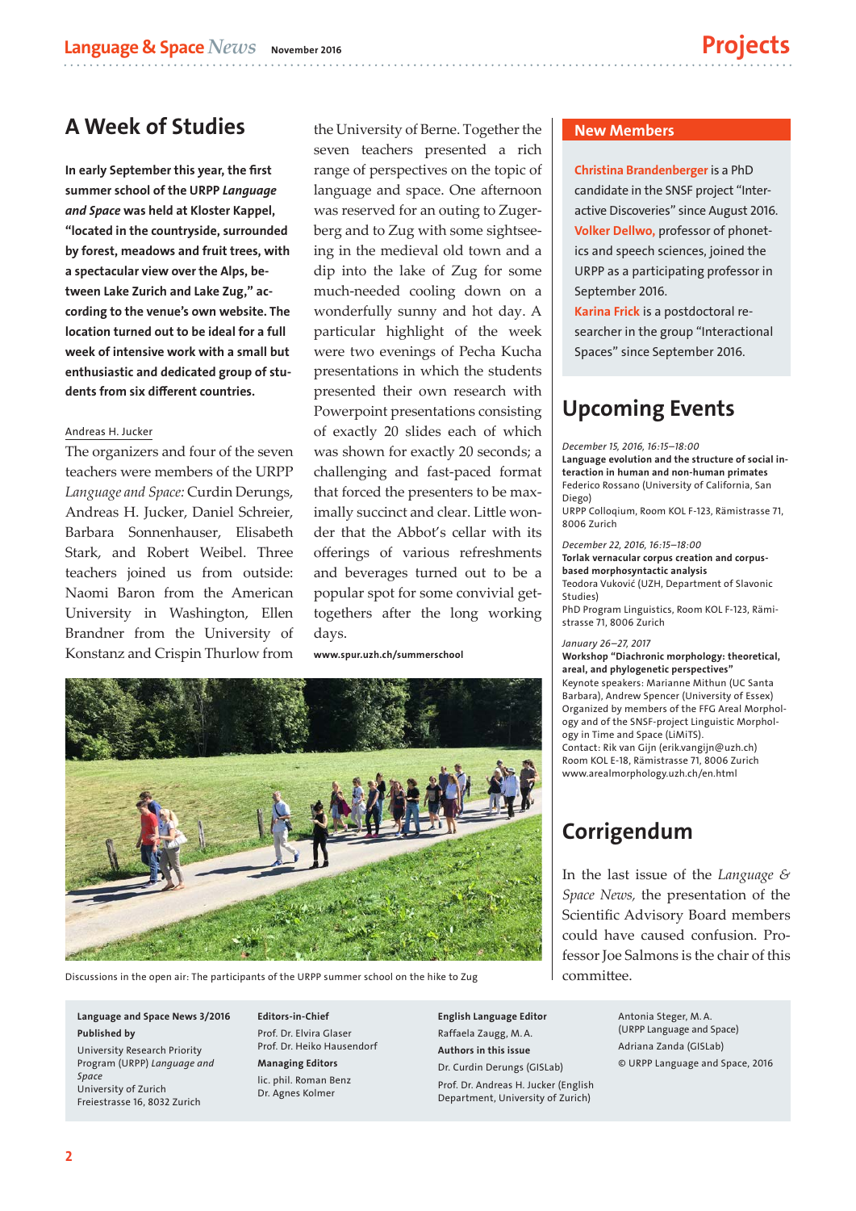## A Week of Studies

**In early September this year, the first summer school of the URPP *Language and Space* was held at Kloster Kappel, "located in the countryside, surrounded by forest, meadows and fruit trees, with a spectacular view over the Alps, between Lake Zurich and Lake Zug," according to the venue's own website. The location turned out to be ideal for a full week of intensive work with a small but enthusiastic and dedicated group of students from six different countries.**

Andreas H. Jucker

The organizers and four of the seven teachers were members of the URPP *Language and Space:* Curdin Derungs, Andreas H. Jucker, Daniel Schreier, Barbara Sonnenhauser, Elisabeth Stark, and Robert Weibel. Three teachers joined us from outside: Naomi Baron from the American University in Washington, Ellen Brandner from the University of Konstanz and Crispin Thurlow from the University of Berne. Together the seven teachers presented a rich range of perspectives on the topic of language and space. One afternoon was reserved for an outing to Zugerberg and to Zug with some sightseeing in the medieval old town and a dip into the lake of Zug for some much-needed cooling down on a wonderfully sunny and hot day. A particular highlight of the week were two evenings of Pecha Kucha presentations in which the students presented their own research with Powerpoint presentations consisting of exactly 20 slides each of which was shown for exactly 20 seconds; a challenging and fast-paced format that forced the presenters to be maximally succinct and clear. Little wonder that the Abbot's cellar with its offerings of various refreshments and beverages turned out to be a popular spot for some convivial get-togethers after the long working days.

**www.spur.uzh.ch/summerschool**

Discussions in the open air: The participants of the URPP summer school on the hike to Zug

## New Members

**Christina Brandenberger** is a PhD candidate in the SNSF project "Interactive Discoveries" since August 2016.
**Volker Dellwo,** professor of phonetics and speech sciences, joined the URPP as a participating professor in September 2016.
**Karina Frick** is a postdoctoral researcher in the group "Interactional Spaces" since September 2016.

## Upcoming Events

*December 15, 2016, 16:15–18:00*
**Language evolution and the structure of social interaction in human and non-human primates**
Federico Rossano (University of California, San Diego)
URPP Colloqium, Room KOL F-123, Rämistrasse 71, 8006 Zurich

*December 22, 2016, 16:15–18:00*
**Torlak vernacular corpus creation and corpus-based morphosyntactic analysis**
Teodora Vuković (UZH, Department of Slavonic Studies)
PhD Program Linguistics, Room KOL F-123, Rämistrasse 71, 8006 Zurich

*January 26–27, 2017*
**Workshop "Diachronic morphology: theoretical, areal, and phylogenetic perspectives"**
Keynote speakers: Marianne Mithun (UC Santa Barbara), Andrew Spencer (University of Essex)
Organized by members of the FFG Areal Morphology and of the SNSF-project Linguistic Morphology in Time and Space (LiMiTS).
Contact: Rik van Gijn (erik.vangijn@uzh.ch)
Room KOL E-18, Rämistrasse 71, 8006 Zurich
www.arealmorphology.uzh.ch/en.html

## Corrigendum

In the last issue of the *Language & Space News,* the presentation of the Scientific Advisory Board members could have caused confusion. Professor Joe Salmons is the chair of this committee.

---

**Language and Space News 3/2016**
**Published by**
University Research Priority Program (URPP) *Language and Space*
University of Zurich
Freiestrasse 16, 8032 Zurich

**Editors-in-Chief**
Prof. Dr. Elvira Glaser
Prof. Dr. Heiko Hausendorf

**Managing Editors**
lic. phil. Roman Benz
Dr. Agnes Kolmer

**English Language Editor**
Raffaela Zaugg, M. A.

**Authors in this issue**
Dr. Curdin Derungs (GISLab)
Prof. Dr. Andreas H. Jucker (English Department, University of Zurich)
Antonia Steger, M. A. (URPP Language and Space)
Adriana Zanda (GISLab)

© URPP Language and Space, 2016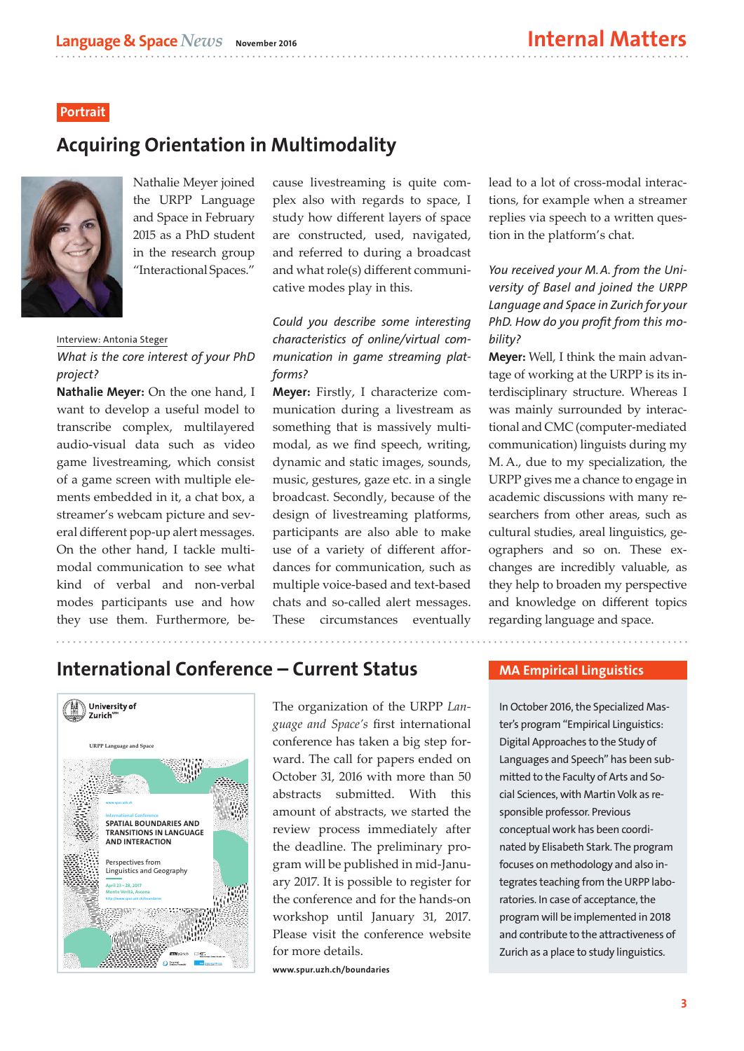Portrait

## Acquiring Orientation in Multimodality

Nathalie Meyer joined the URPP Language and Space in February 2015 as a PhD student in the research group "Interactional Spaces."

Interview: Antonia Steger

*What is the core interest of your PhD project?*

**Nathalie Meyer:** On the one hand, I want to develop a useful model to transcribe complex, multilayered audio-visual data such as video game livestreaming, which consist of a game screen with multiple elements embedded in it, a chat box, a streamer's webcam picture and several different pop-up alert messages. On the other hand, I tackle multimodal communication to see what kind of verbal and non-verbal modes participants use and how they use them. Furthermore, because livestreaming is quite complex also with regards to space, I study how different layers of space are constructed, used, navigated, and referred to during a broadcast and what role(s) different communicative modes play in this.

*Could you describe some interesting characteristics of online/virtual communication in game streaming platforms?*

**Meyer:** Firstly, I characterize communication during a livestream as something that is massively multimodal, as we find speech, writing, dynamic and static images, sounds, music, gestures, gaze etc. in a single broadcast. Secondly, because of the design of livestreaming platforms, participants are also able to make use of a variety of different affordances for communication, such as multiple voice-based and text-based chats and so-called alert messages. These circumstances eventually lead to a lot of cross-modal interactions, for example when a streamer replies via speech to a written question in the platform's chat.

*You received your M.A. from the University of Basel and joined the URPP Language and Space in Zurich for your PhD. How do you profit from this mobility?*

**Meyer:** Well, I think the main advantage of working at the URPP is its interdisciplinary structure. Whereas I was mainly surrounded by interactional and CMC (computer-mediated communication) linguists during my M. A., due to my specialization, the URPP gives me a chance to engage in academic discussions with many researchers from other areas, such as cultural studies, areal linguistics, geographers and so on. These exchanges are incredibly valuable, as they help to broaden my perspective and knowledge on different topics regarding language and space.

## International Conference – Current Status

The organization of the URPP *Language and Space's* first international conference has taken a big step forward. The call for papers ended on October 31, 2016 with more than 50 abstracts submitted. With this amount of abstracts, we started the review process immediately after the deadline. The preliminary program will be published in mid-January 2017. It is possible to register for the conference and for the hands-on workshop until January 31, 2017. Please visit the conference website for more details.

**www.spur.uzh.ch/boundaries**

## MA Empirical Linguistics

In October 2016, the Specialized Master's program "Empirical Linguistics: Digital Approaches to the Study of Languages and Speech" has been submitted to the Faculty of Arts and Social Sciences, with Martin Volk as responsible professor. Previous conceptual work has been coordinated by Elisabeth Stark. The program focuses on methodology and also integrates teaching from the URPP laboratories. In case of acceptance, the program will be implemented in 2018 and contribute to the attractiveness of Zurich as a place to study linguistics.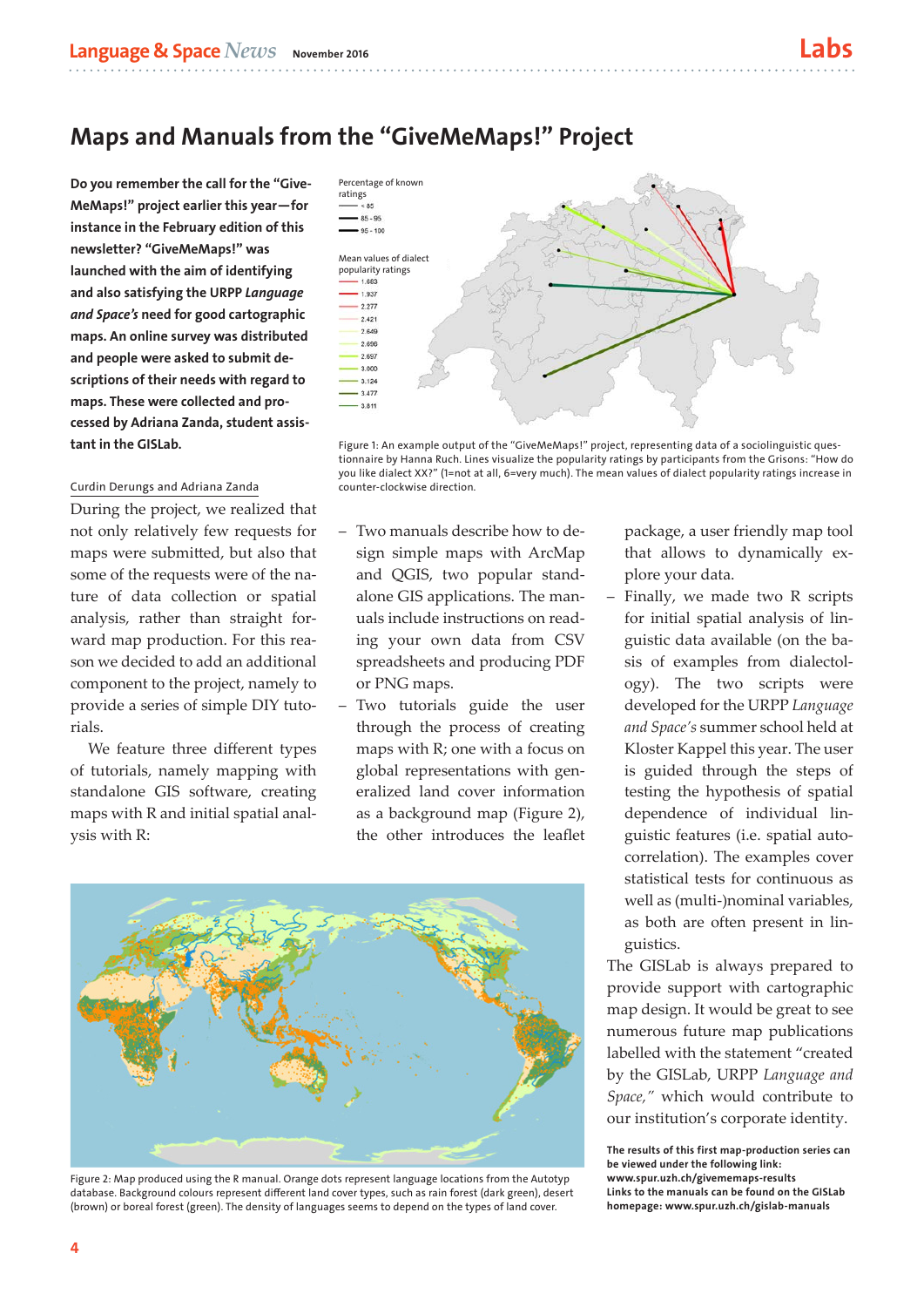# Maps and Manuals from the "GiveMeMaps!" Project

**Do you remember the call for the "GiveMeMaps!" project earlier this year—for instance in the February edition of this newsletter? "GiveMeMaps!" was launched with the aim of identifying and also satisfying the URPP *Language and Space's* need for good cartographic maps. An online survey was distributed and people were asked to submit descriptions of their needs with regard to maps. These were collected and processed by Adriana Zanda, student assistant in the GISLab.**

Percentage of known ratings
< 85
85 - 95
95 - 100

Mean values of dialect popularity ratings
1.683
1.937
2.277
2.421
2.649
2.656
2.697
3.000
3.124
3.477
3.811

Figure 1: An example output of the "GiveMeMaps!" project, representing data of a sociolinguistic questionnaire by Hanna Ruch. Lines visualize the popularity ratings by participants from the Grisons: "How do you like dialect XX?" (1=not at all, 6=very much). The mean values of dialect popularity ratings increase in counter-clockwise direction.

Curdin Derungs and Adriana Zanda

During the project, we realized that not only relatively few requests for maps were submitted, but also that some of the requests were of the nature of data collection or spatial analysis, rather than straight forward map production. For this reason we decided to add an additional component to the project, namely to provide a series of simple DIY tutorials.

We feature three different types of tutorials, namely mapping with standalone GIS software, creating maps with R and initial spatial analysis with R:

- Two manuals describe how to design simple maps with ArcMap and QGIS, two popular standalone GIS applications. The manuals include instructions on reading your own data from CSV spreadsheets and producing PDF or PNG maps.
- Two tutorials guide the user through the process of creating maps with R; one with a focus on global representations with generalized land cover information as a background map (Figure 2), the other introduces the leaflet package, a user friendly map tool that allows to dynamically explore your data.
- Finally, we made two R scripts for initial spatial analysis of linguistic data available (on the basis of examples from dialectology). The two scripts were developed for the URPP *Language and Space's* summer school held at Kloster Kappel this year. The user is guided through the steps of testing the hypothesis of spatial dependence of individual linguistic features (i.e. spatial autocorrelation). The examples cover statistical tests for continuous as well as (multi-)nominal variables, as both are often present in linguistics.

Figure 2: Map produced using the R manual. Orange dots represent language locations from the Autotyp database. Background colours represent different land cover types, such as rain forest (dark green), desert (brown) or boreal forest (green). The density of languages seems to depend on the types of land cover.

The GISLab is always prepared to provide support with cartographic map design. It would be great to see numerous future map publications labelled with the statement "created by the GISLab, URPP *Language and Space,*" which would contribute to our institution's corporate identity.

**The results of this first map-production series can be viewed under the following link: www.spur.uzh.ch/givememaps-results**
**Links to the manuals can be found on the GISLab homepage: www.spur.uzh.ch/gislab-manuals**